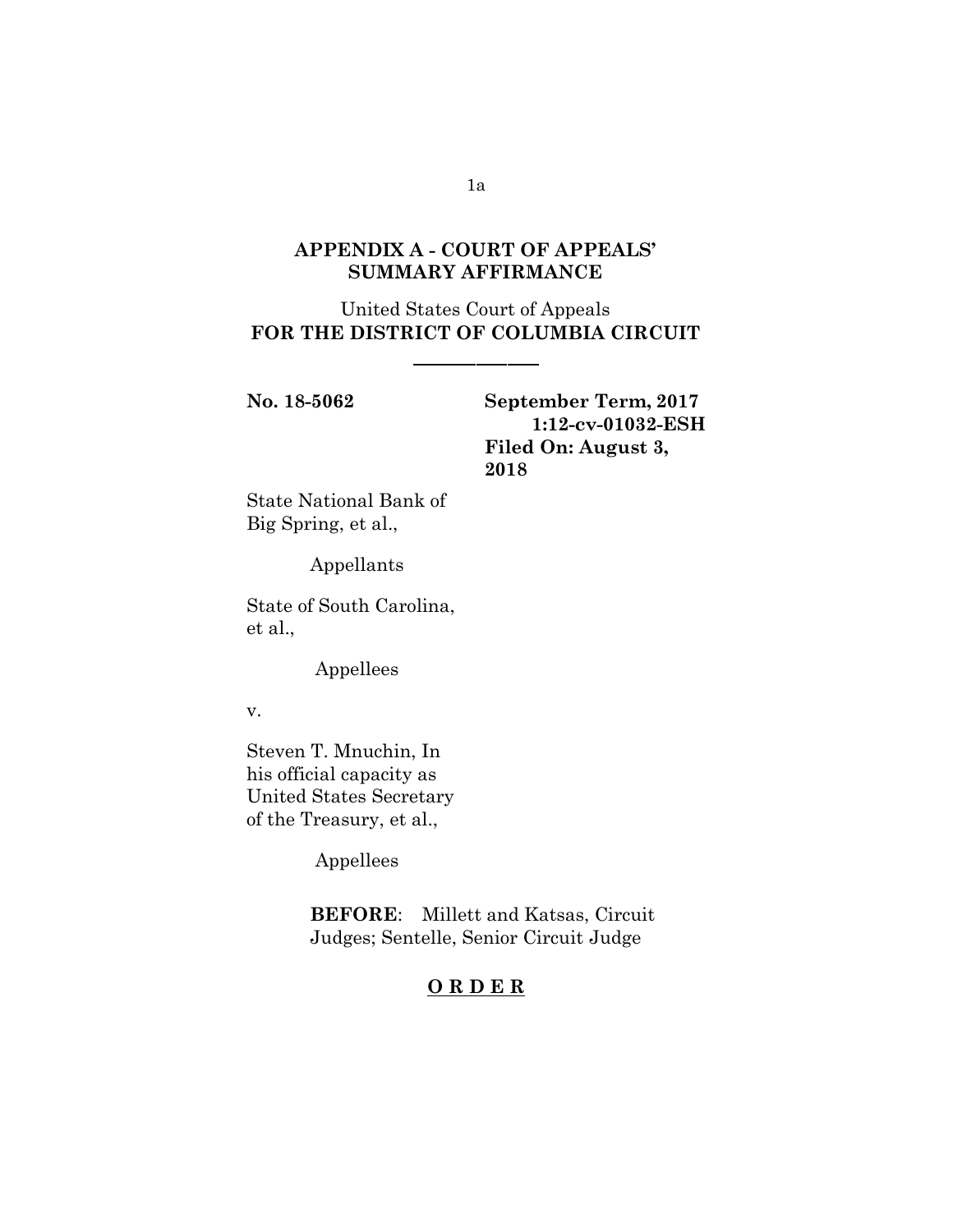## APPENDIX A - COURT OF APPEALS' SUMMARY AFFIRMANCE

United States Court of Appeals
**FOR THE DISTRICT OF COLUMBIA CIRCUIT**

---

**No. 18-5062** **September Term, 2017**
**1:12-cv-01032-ESH**
**Filed On: August 3, 2018**

State National Bank of Big Spring, et al.,

Appellants

State of South Carolina, et al.,

Appellees

v.

Steven T. Mnuchin, In his official capacity as United States Secretary of the Treasury, et al.,

Appellees

**BEFORE**: Millett and Katsas, Circuit Judges; Sentelle, Senior Circuit Judge

**O R D E R**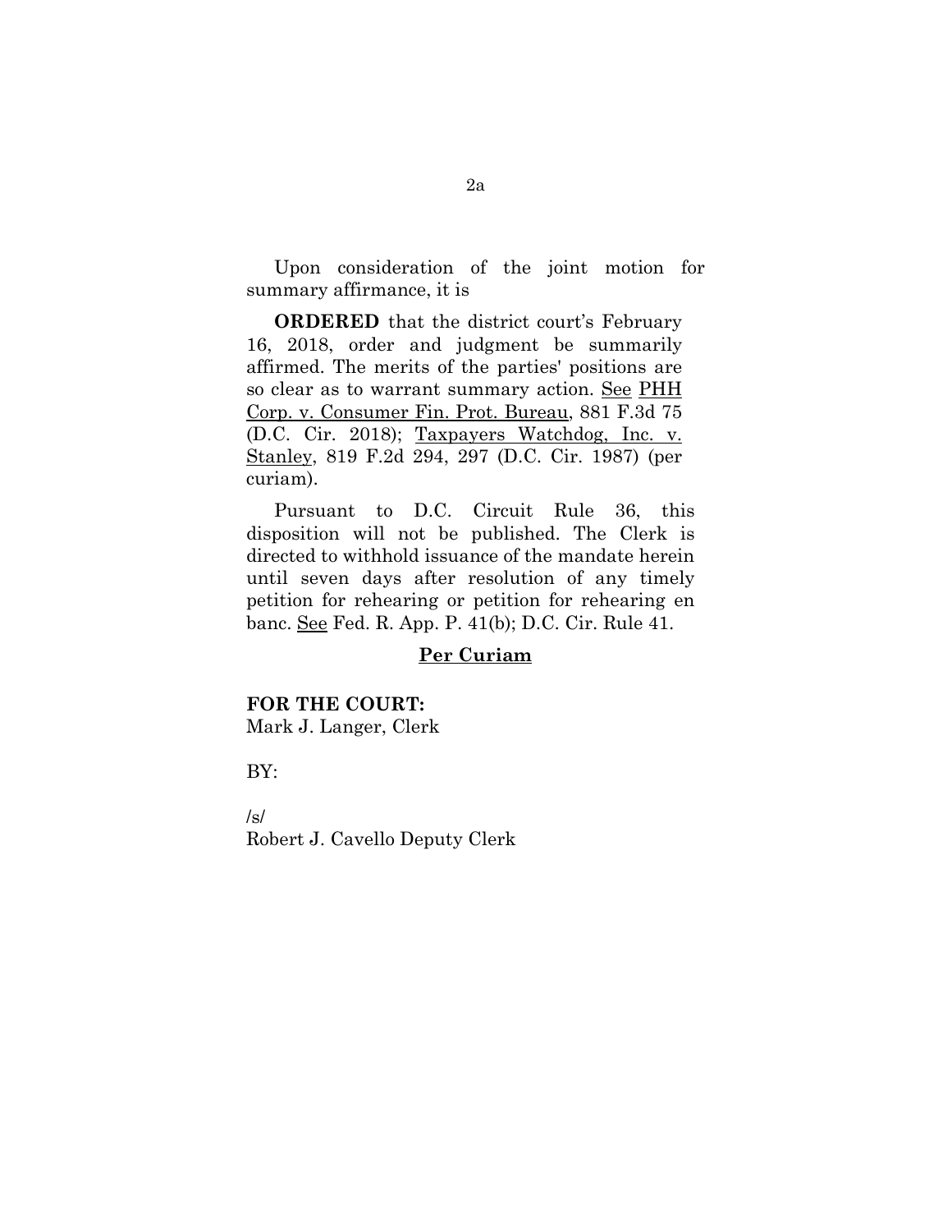Upon consideration of the joint motion for summary affirmance, it is

**ORDERED** that the district court's February 16, 2018, order and judgment be summarily affirmed. The merits of the parties' positions are so clear as to warrant summary action. See PHH Corp. v. Consumer Fin. Prot. Bureau, 881 F.3d 75 (D.C. Cir. 2018); Taxpayers Watchdog, Inc. v. Stanley, 819 F.2d 294, 297 (D.C. Cir. 1987) (per curiam).

Pursuant to D.C. Circuit Rule 36, this disposition will not be published. The Clerk is directed to withhold issuance of the mandate herein until seven days after resolution of any timely petition for rehearing or petition for rehearing en banc. See Fed. R. App. P. 41(b); D.C. Cir. Rule 41.

**Per Curiam**

**FOR THE COURT:**
Mark J. Langer, Clerk

BY:

/s/
Robert J. Cavello Deputy Clerk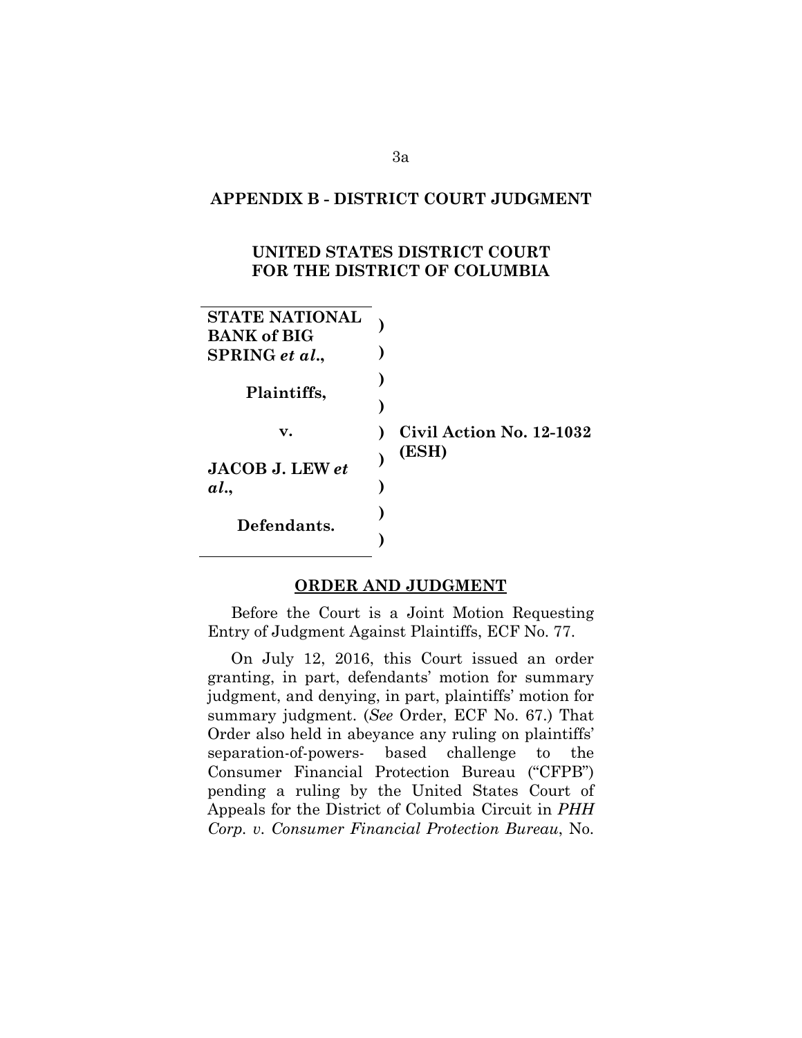## APPENDIX B - DISTRICT COURT JUDGMENT

**UNITED STATES DISTRICT COURT FOR THE DISTRICT OF COLUMBIA**

| | | |
|---|---|---|
| **STATE NATIONAL BANK of BIG SPRING *et al.*,** | ) | |
| **Plaintiffs,** | ) | |
| **v.** | ) | **Civil Action No. 12-1032 (ESH)** |
| **JACOB J. LEW *et al.*,** | ) | |
| **Defendants.** | ) | |

**ORDER AND JUDGMENT**

Before the Court is a Joint Motion Requesting Entry of Judgment Against Plaintiffs, ECF No. 77.

On July 12, 2016, this Court issued an order granting, in part, defendants' motion for summary judgment, and denying, in part, plaintiffs' motion for summary judgment. (*See* Order, ECF No. 67.) That Order also held in abeyance any ruling on plaintiffs' separation-of-powers- based challenge to the Consumer Financial Protection Bureau ("CFPB") pending a ruling by the United States Court of Appeals for the District of Columbia Circuit in *PHH Corp. v. Consumer Financial Protection Bureau*, No.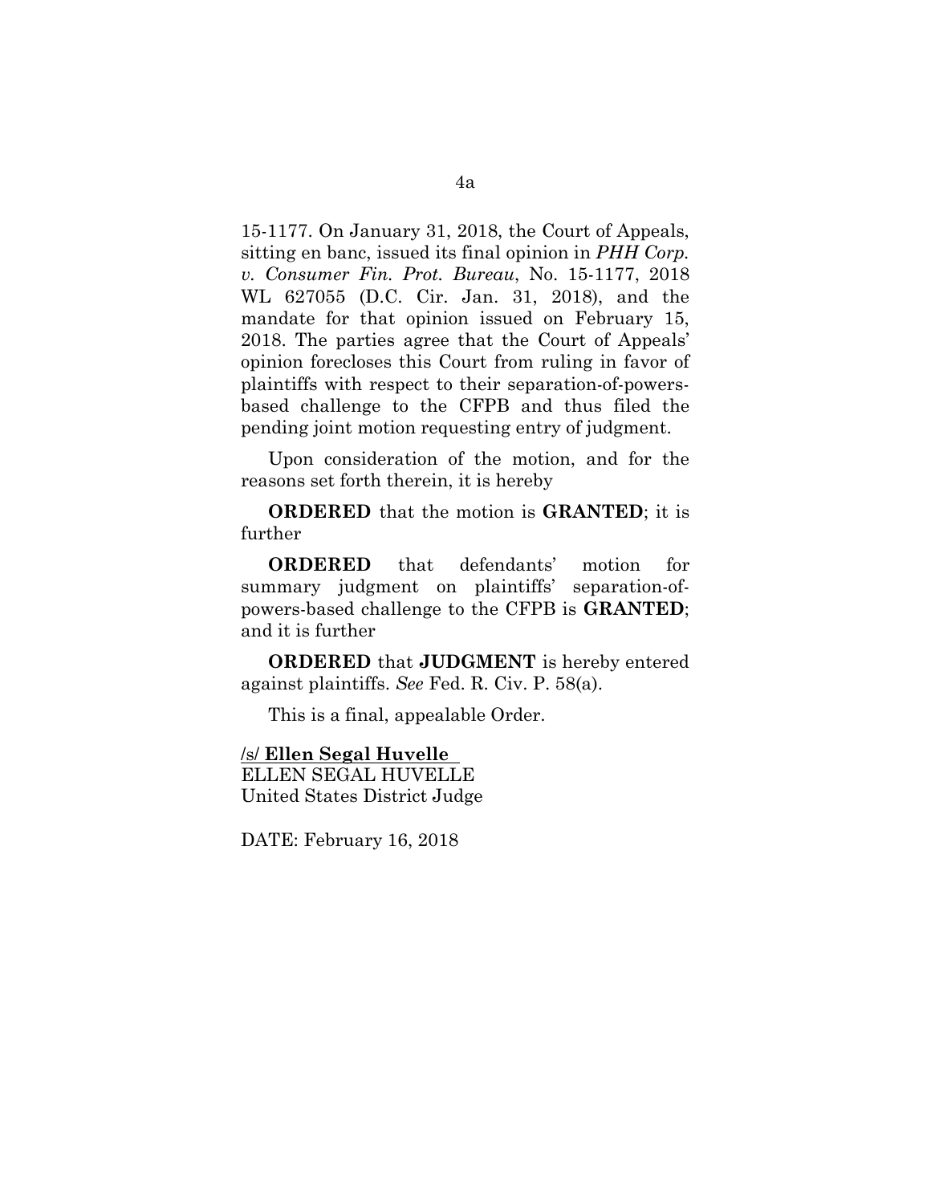15-1177. On January 31, 2018, the Court of Appeals, sitting en banc, issued its final opinion in *PHH Corp. v. Consumer Fin. Prot. Bureau*, No. 15-1177, 2018 WL 627055 (D.C. Cir. Jan. 31, 2018), and the mandate for that opinion issued on February 15, 2018. The parties agree that the Court of Appeals' opinion forecloses this Court from ruling in favor of plaintiffs with respect to their separation-of-powers-based challenge to the CFPB and thus filed the pending joint motion requesting entry of judgment.

Upon consideration of the motion, and for the reasons set forth therein, it is hereby

**ORDERED** that the motion is **GRANTED**; it is further

**ORDERED** that defendants' motion for summary judgment on plaintiffs' separation-of-powers-based challenge to the CFPB is **GRANTED**; and it is further

**ORDERED** that **JUDGMENT** is hereby entered against plaintiffs. *See* Fed. R. Civ. P. 58(a).

This is a final, appealable Order.

/s/ **Ellen Segal Huvelle**
ELLEN SEGAL HUVELLE
United States District Judge

DATE: February 16, 2018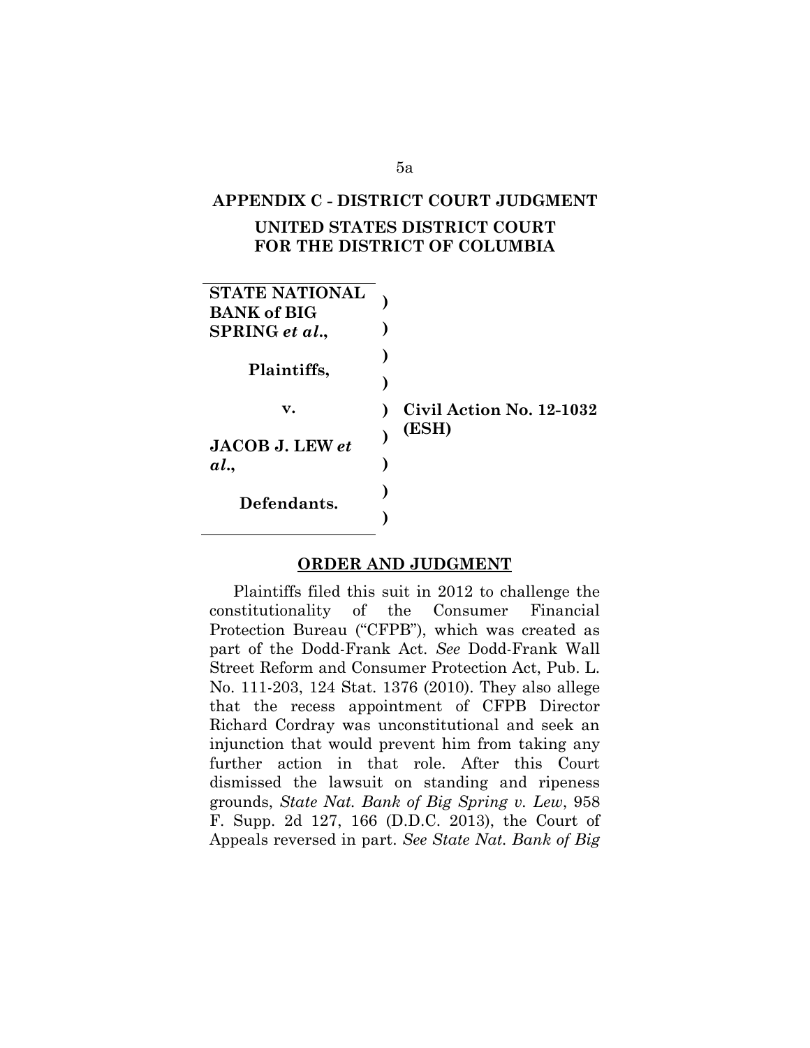## APPENDIX C - DISTRICT COURT JUDGMENT

### UNITED STATES DISTRICT COURT FOR THE DISTRICT OF COLUMBIA

| | | |
|---|---|---|
| **STATE NATIONAL BANK of BIG SPRING *et al.*,** | ) | |
| **Plaintiffs,** | ) | |
| **v.** | ) | **Civil Action No. 12-1032 (ESH)** |
| **JACOB J. LEW *et al.*,** | ) | |
| **Defendants.** | ) | |

**ORDER AND JUDGMENT**

Plaintiffs filed this suit in 2012 to challenge the constitutionality of the Consumer Financial Protection Bureau ("CFPB"), which was created as part of the Dodd-Frank Act. *See* Dodd-Frank Wall Street Reform and Consumer Protection Act, Pub. L. No. 111-203, 124 Stat. 1376 (2010). They also allege that the recess appointment of CFPB Director Richard Cordray was unconstitutional and seek an injunction that would prevent him from taking any further action in that role. After this Court dismissed the lawsuit on standing and ripeness grounds, *State Nat. Bank of Big Spring v. Lew*, 958 F. Supp. 2d 127, 166 (D.D.C. 2013), the Court of Appeals reversed in part. *See State Nat. Bank of Big*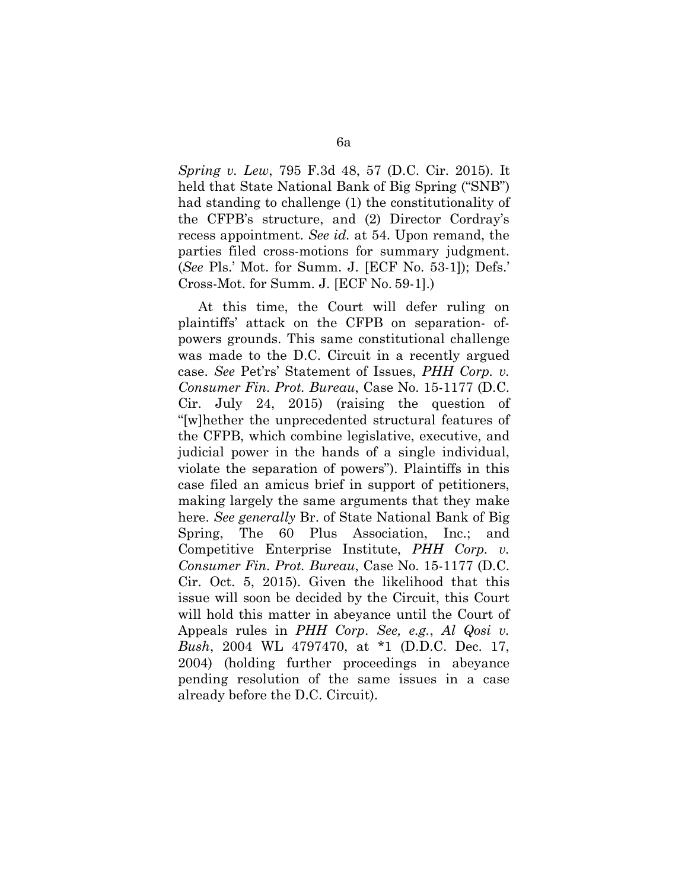*Spring v. Lew*, 795 F.3d 48, 57 (D.C. Cir. 2015). It held that State National Bank of Big Spring ("SNB") had standing to challenge (1) the constitutionality of the CFPB's structure, and (2) Director Cordray's recess appointment. *See id.* at 54. Upon remand, the parties filed cross-motions for summary judgment. (*See* Pls.' Mot. for Summ. J. [ECF No. 53-1]); Defs.' Cross-Mot. for Summ. J. [ECF No. 59-1].)

At this time, the Court will defer ruling on plaintiffs' attack on the CFPB on separation- of-powers grounds. This same constitutional challenge was made to the D.C. Circuit in a recently argued case. *See* Pet'rs' Statement of Issues, *PHH Corp. v. Consumer Fin. Prot. Bureau*, Case No. 15-1177 (D.C. Cir. July 24, 2015) (raising the question of "[w]hether the unprecedented structural features of the CFPB, which combine legislative, executive, and judicial power in the hands of a single individual, violate the separation of powers"). Plaintiffs in this case filed an amicus brief in support of petitioners, making largely the same arguments that they make here. *See generally* Br. of State National Bank of Big Spring, The 60 Plus Association, Inc.; and Competitive Enterprise Institute, *PHH Corp. v. Consumer Fin. Prot. Bureau*, Case No. 15-1177 (D.C. Cir. Oct. 5, 2015). Given the likelihood that this issue will soon be decided by the Circuit, this Court will hold this matter in abeyance until the Court of Appeals rules in *PHH Corp*. *See, e.g.*, *Al Qosi v. Bush*, 2004 WL 4797470, at *1 (D.D.C. Dec. 17, 2004) (holding further proceedings in abeyance pending resolution of the same issues in a case already before the D.C. Circuit).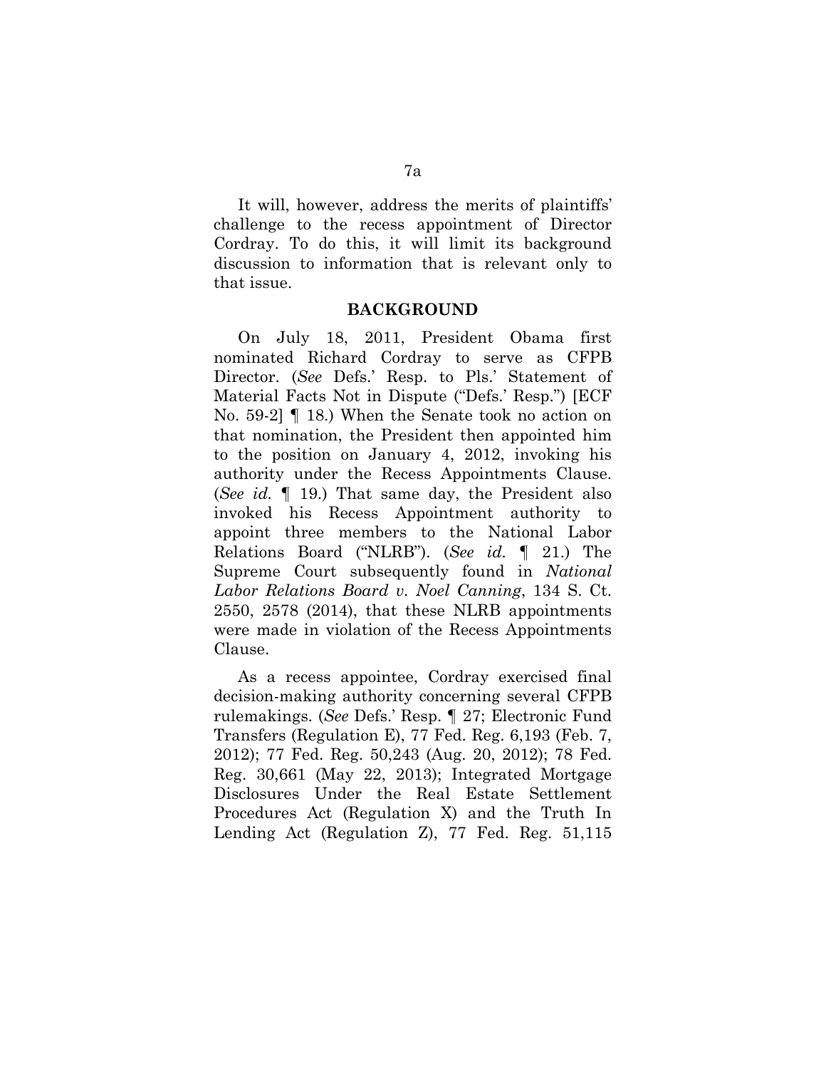It will, however, address the merits of plaintiffs' challenge to the recess appointment of Director Cordray. To do this, it will limit its background discussion to information that is relevant only to that issue.

## BACKGROUND

On July 18, 2011, President Obama first nominated Richard Cordray to serve as CFPB Director. (*See* Defs.' Resp. to Pls.' Statement of Material Facts Not in Dispute ("Defs.' Resp.") [ECF No. 59-2] ¶ 18.) When the Senate took no action on that nomination, the President then appointed him to the position on January 4, 2012, invoking his authority under the Recess Appointments Clause. (*See id.* ¶ 19.) That same day, the President also invoked his Recess Appointment authority to appoint three members to the National Labor Relations Board ("NLRB"). (*See id.* ¶ 21.) The Supreme Court subsequently found in *National Labor Relations Board v. Noel Canning*, 134 S. Ct. 2550, 2578 (2014), that these NLRB appointments were made in violation of the Recess Appointments Clause.

As a recess appointee, Cordray exercised final decision-making authority concerning several CFPB rulemakings. (*See* Defs.' Resp. ¶ 27; Electronic Fund Transfers (Regulation E), 77 Fed. Reg. 6,193 (Feb. 7, 2012); 77 Fed. Reg. 50,243 (Aug. 20, 2012); 78 Fed. Reg. 30,661 (May 22, 2013); Integrated Mortgage Disclosures Under the Real Estate Settlement Procedures Act (Regulation X) and the Truth In Lending Act (Regulation Z), 77 Fed. Reg. 51,115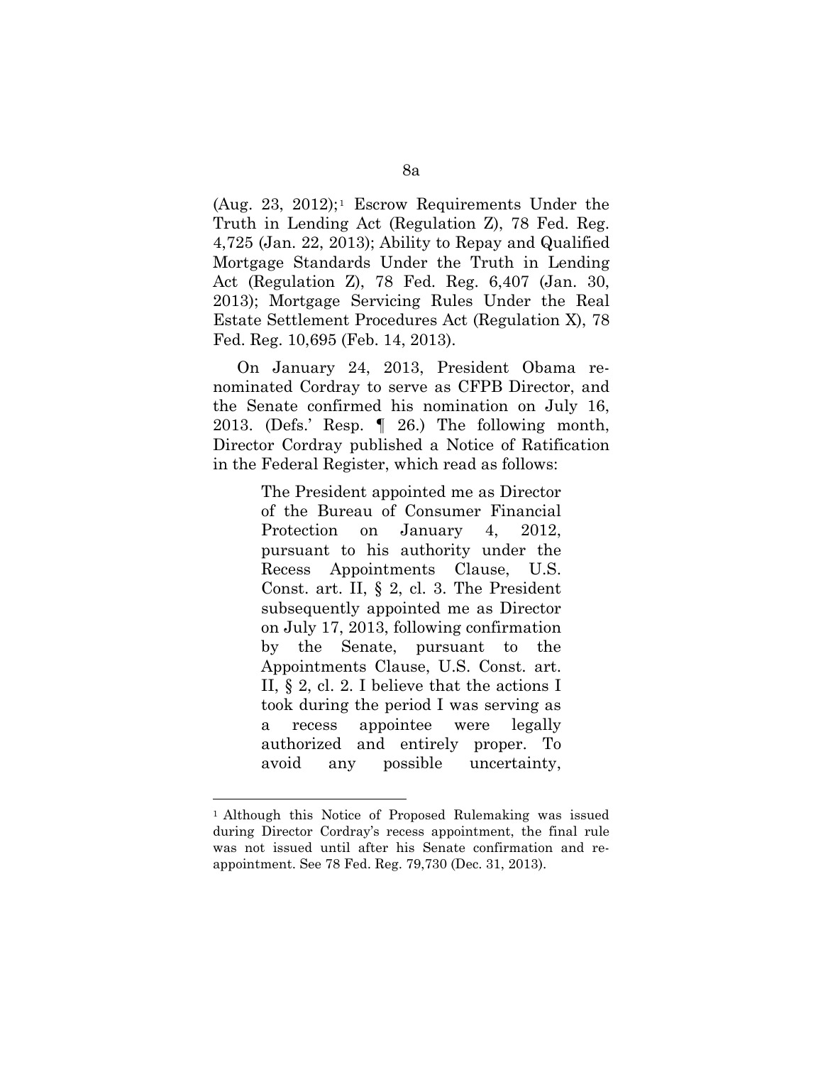(Aug. 23, 2012);[1] Escrow Requirements Under the Truth in Lending Act (Regulation Z), 78 Fed. Reg. 4,725 (Jan. 22, 2013); Ability to Repay and Qualified Mortgage Standards Under the Truth in Lending Act (Regulation Z), 78 Fed. Reg. 6,407 (Jan. 30, 2013); Mortgage Servicing Rules Under the Real Estate Settlement Procedures Act (Regulation X), 78 Fed. Reg. 10,695 (Feb. 14, 2013).

On January 24, 2013, President Obama re-nominated Cordray to serve as CFPB Director, and the Senate confirmed his nomination on July 16, 2013. (Defs.' Resp. ¶ 26.) The following month, Director Cordray published a Notice of Ratification in the Federal Register, which read as follows:

> The President appointed me as Director of the Bureau of Consumer Financial Protection on January 4, 2012, pursuant to his authority under the Recess Appointments Clause, U.S. Const. art. II, § 2, cl. 3. The President subsequently appointed me as Director on July 17, 2013, following confirmation by the Senate, pursuant to the Appointments Clause, U.S. Const. art. II, § 2, cl. 2. I believe that the actions I took during the period I was serving as a recess appointee were legally authorized and entirely proper. To avoid any possible uncertainty,

---

[1] Although this Notice of Proposed Rulemaking was issued during Director Cordray's recess appointment, the final rule was not issued until after his Senate confirmation and re-appointment. See 78 Fed. Reg. 79,730 (Dec. 31, 2013).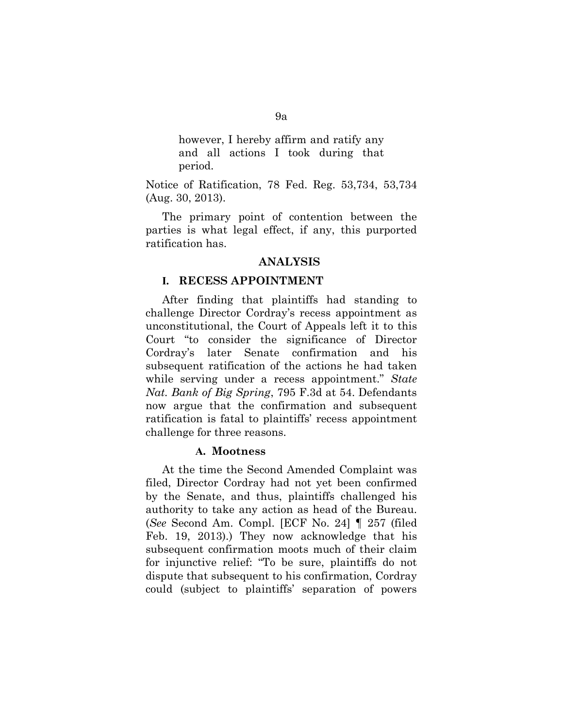> however, I hereby affirm and ratify any and all actions I took during that period.

Notice of Ratification, 78 Fed. Reg. 53,734, 53,734 (Aug. 30, 2013).

The primary point of contention between the parties is what legal effect, if any, this purported ratification has.

## ANALYSIS

### I. RECESS APPOINTMENT

After finding that plaintiffs had standing to challenge Director Cordray's recess appointment as unconstitutional, the Court of Appeals left it to this Court "to consider the significance of Director Cordray's later Senate confirmation and his subsequent ratification of the actions he had taken while serving under a recess appointment." *State Nat. Bank of Big Spring*, 795 F.3d at 54. Defendants now argue that the confirmation and subsequent ratification is fatal to plaintiffs' recess appointment challenge for three reasons.

#### A. Mootness

At the time the Second Amended Complaint was filed, Director Cordray had not yet been confirmed by the Senate, and thus, plaintiffs challenged his authority to take any action as head of the Bureau. (*See* Second Am. Compl. [ECF No. 24] ¶ 257 (filed Feb. 19, 2013).) They now acknowledge that his subsequent confirmation moots much of their claim for injunctive relief: "To be sure, plaintiffs do not dispute that subsequent to his confirmation, Cordray could (subject to plaintiffs' separation of powers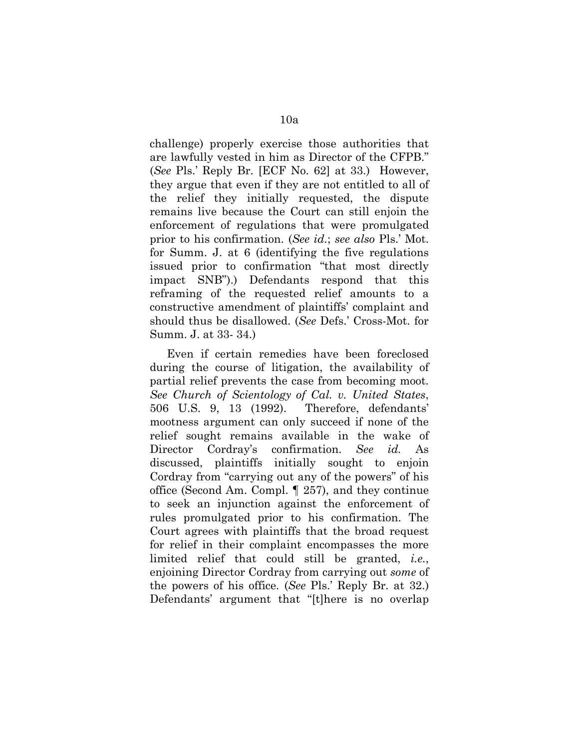challenge) properly exercise those authorities that are lawfully vested in him as Director of the CFPB." (*See* Pls.' Reply Br. [ECF No. 62] at 33.) However, they argue that even if they are not entitled to all of the relief they initially requested, the dispute remains live because the Court can still enjoin the enforcement of regulations that were promulgated prior to his confirmation. (*See id.*; *see also* Pls.' Mot. for Summ. J. at 6 (identifying the five regulations issued prior to confirmation "that most directly impact SNB").) Defendants respond that this reframing of the requested relief amounts to a constructive amendment of plaintiffs' complaint and should thus be disallowed. (*See* Defs.' Cross-Mot. for Summ. J. at 33- 34.)

Even if certain remedies have been foreclosed during the course of litigation, the availability of partial relief prevents the case from becoming moot. *See Church of Scientology of Cal. v. United States*, 506 U.S. 9, 13 (1992). Therefore, defendants' mootness argument can only succeed if none of the relief sought remains available in the wake of Director Cordray's confirmation. *See id.* As discussed, plaintiffs initially sought to enjoin Cordray from "carrying out any of the powers" of his office (Second Am. Compl. ¶ 257), and they continue to seek an injunction against the enforcement of rules promulgated prior to his confirmation. The Court agrees with plaintiffs that the broad request for relief in their complaint encompasses the more limited relief that could still be granted, *i.e.*, enjoining Director Cordray from carrying out *some* of the powers of his office. (*See* Pls.' Reply Br. at 32.) Defendants' argument that "[t]here is no overlap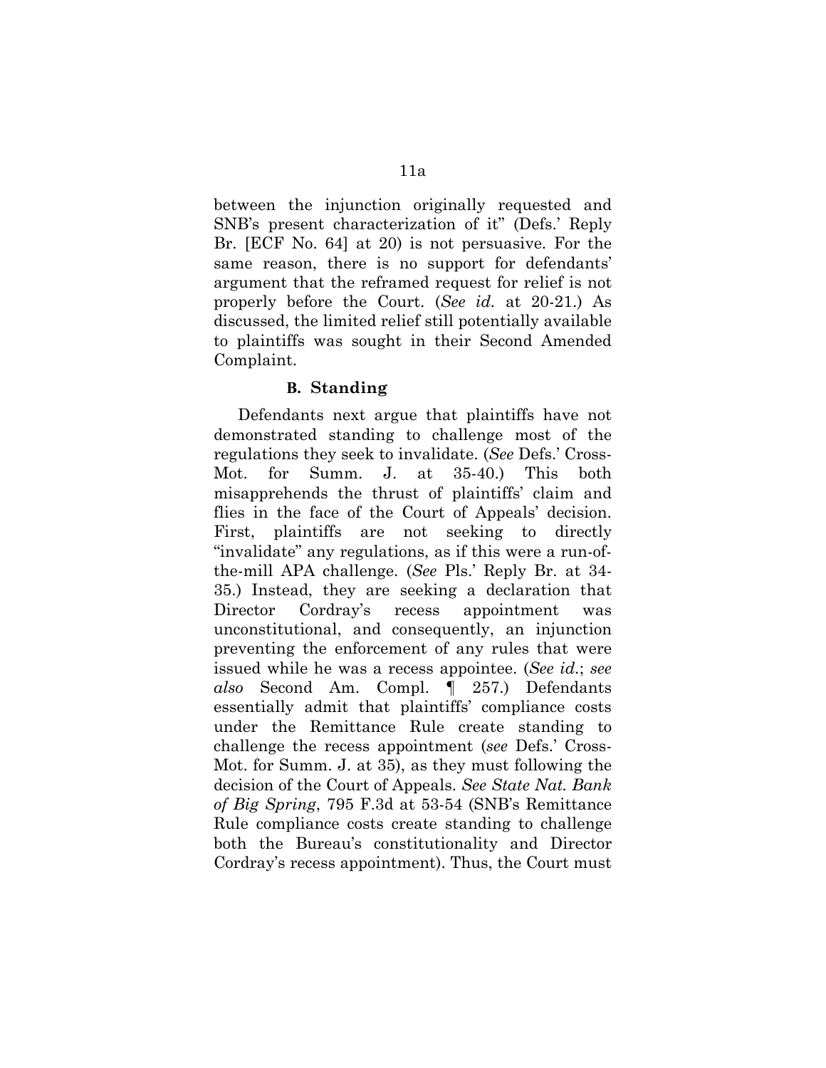between the injunction originally requested and SNB's present characterization of it" (Defs.' Reply Br. [ECF No. 64] at 20) is not persuasive. For the same reason, there is no support for defendants' argument that the reframed request for relief is not properly before the Court. (*See id.* at 20-21.) As discussed, the limited relief still potentially available to plaintiffs was sought in their Second Amended Complaint.

### B. Standing

Defendants next argue that plaintiffs have not demonstrated standing to challenge most of the regulations they seek to invalidate. (*See* Defs.' Cross-Mot. for Summ. J. at 35-40.) This both misapprehends the thrust of plaintiffs' claim and flies in the face of the Court of Appeals' decision. First, plaintiffs are not seeking to directly "invalidate" any regulations, as if this were a run-of-the-mill APA challenge. (*See* Pls.' Reply Br. at 34-35.) Instead, they are seeking a declaration that Director Cordray's recess appointment was unconstitutional, and consequently, an injunction preventing the enforcement of any rules that were issued while he was a recess appointee. (*See id.*; *see also* Second Am. Compl. ¶ 257.) Defendants essentially admit that plaintiffs' compliance costs under the Remittance Rule create standing to challenge the recess appointment (*see* Defs.' Cross-Mot. for Summ. J. at 35), as they must following the decision of the Court of Appeals. *See State Nat. Bank of Big Spring*, 795 F.3d at 53-54 (SNB's Remittance Rule compliance costs create standing to challenge both the Bureau's constitutionality and Director Cordray's recess appointment). Thus, the Court must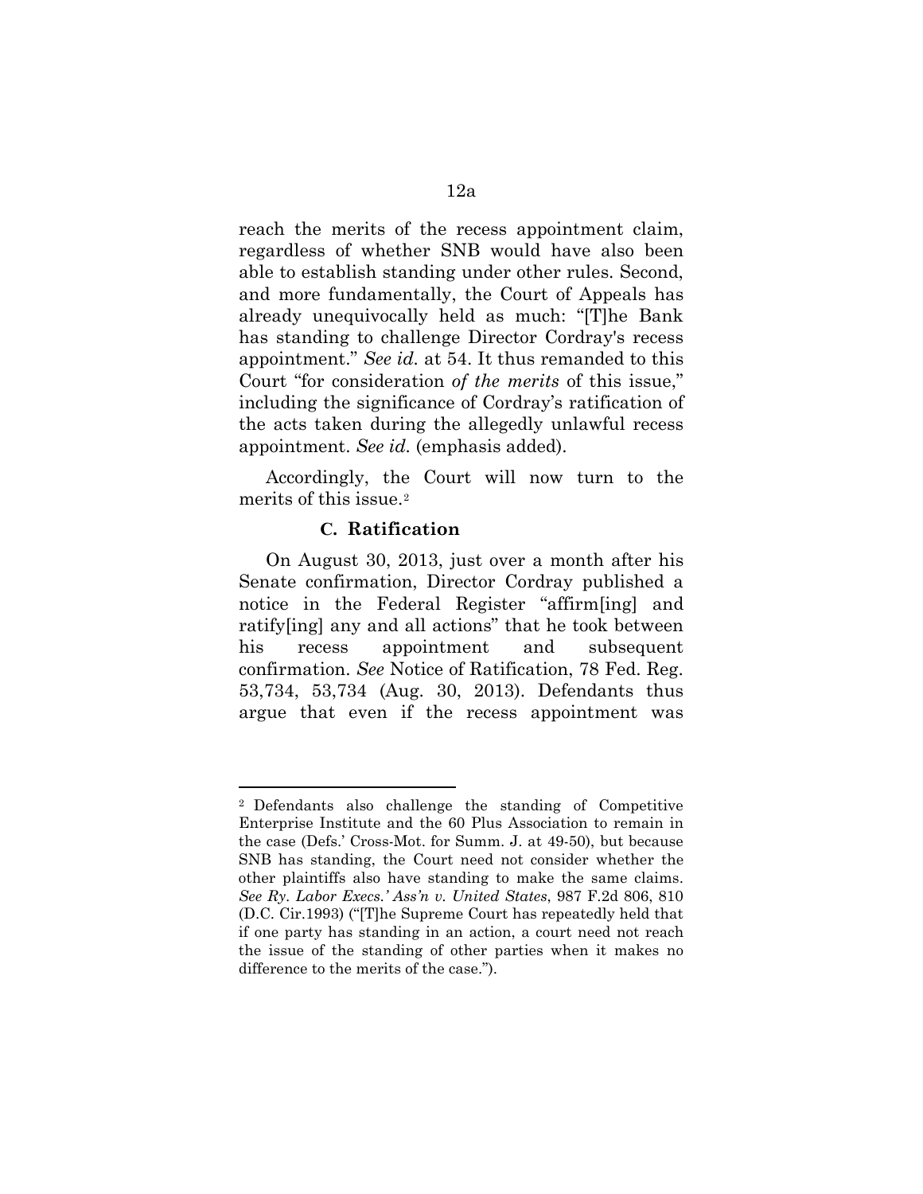reach the merits of the recess appointment claim, regardless of whether SNB would have also been able to establish standing under other rules. Second, and more fundamentally, the Court of Appeals has already unequivocally held as much: "[T]he Bank has standing to challenge Director Cordray's recess appointment." *See id.* at 54. It thus remanded to this Court "for consideration *of the merits* of this issue," including the significance of Cordray's ratification of the acts taken during the allegedly unlawful recess appointment. *See id.* (emphasis added).

Accordingly, the Court will now turn to the merits of this issue.[2]

### C. Ratification

On August 30, 2013, just over a month after his Senate confirmation, Director Cordray published a notice in the Federal Register "affirm[ing] and ratify[ing] any and all actions" that he took between his recess appointment and subsequent confirmation. *See* Notice of Ratification, 78 Fed. Reg. 53,734, 53,734 (Aug. 30, 2013). Defendants thus argue that even if the recess appointment was

---

[2] Defendants also challenge the standing of Competitive Enterprise Institute and the 60 Plus Association to remain in the case (Defs.' Cross-Mot. for Summ. J. at 49-50), but because SNB has standing, the Court need not consider whether the other plaintiffs also have standing to make the same claims. *See Ry. Labor Execs.' Ass'n v. United States*, 987 F.2d 806, 810 (D.C. Cir.1993) ("[T]he Supreme Court has repeatedly held that if one party has standing in an action, a court need not reach the issue of the standing of other parties when it makes no difference to the merits of the case.").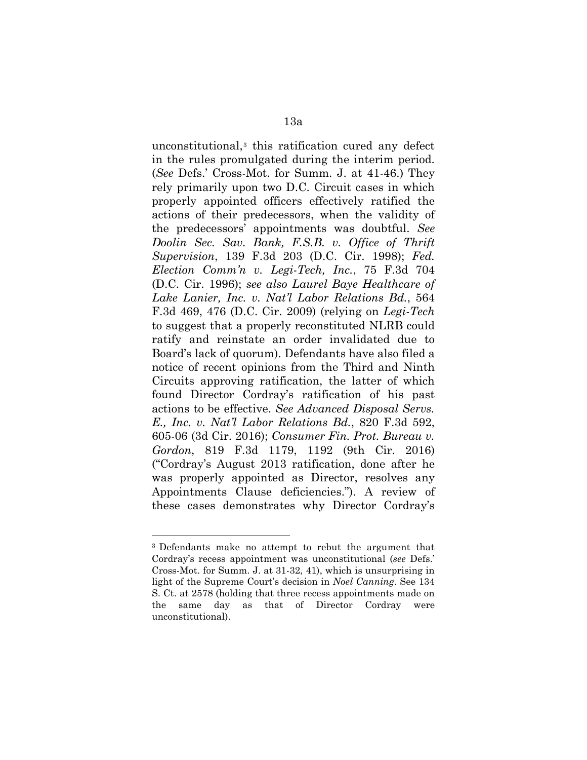unconstitutional,[3] this ratification cured any defect in the rules promulgated during the interim period. (*See* Defs.' Cross-Mot. for Summ. J. at 41-46.) They rely primarily upon two D.C. Circuit cases in which properly appointed officers effectively ratified the actions of their predecessors, when the validity of the predecessors' appointments was doubtful. *See Doolin Sec. Sav. Bank, F.S.B. v. Office of Thrift Supervision*, 139 F.3d 203 (D.C. Cir. 1998); *Fed. Election Comm'n v. Legi-Tech, Inc.*, 75 F.3d 704 (D.C. Cir. 1996); *see also Laurel Baye Healthcare of Lake Lanier, Inc. v. Nat'l Labor Relations Bd.*, 564 F.3d 469, 476 (D.C. Cir. 2009) (relying on *Legi-Tech* to suggest that a properly reconstituted NLRB could ratify and reinstate an order invalidated due to Board's lack of quorum). Defendants have also filed a notice of recent opinions from the Third and Ninth Circuits approving ratification, the latter of which found Director Cordray's ratification of his past actions to be effective. *See Advanced Disposal Servs. E., Inc. v. Nat'l Labor Relations Bd.*, 820 F.3d 592, 605-06 (3d Cir. 2016); *Consumer Fin. Prot. Bureau v. Gordon*, 819 F.3d 1179, 1192 (9th Cir. 2016) ("Cordray's August 2013 ratification, done after he was properly appointed as Director, resolves any Appointments Clause deficiencies."). A review of these cases demonstrates why Director Cordray's

---

[3] Defendants make no attempt to rebut the argument that Cordray's recess appointment was unconstitutional (*see* Defs.' Cross-Mot. for Summ. J. at 31-32, 41), which is unsurprising in light of the Supreme Court's decision in *Noel Canning*. See 134 S. Ct. at 2578 (holding that three recess appointments made on the same day as that of Director Cordray were unconstitutional).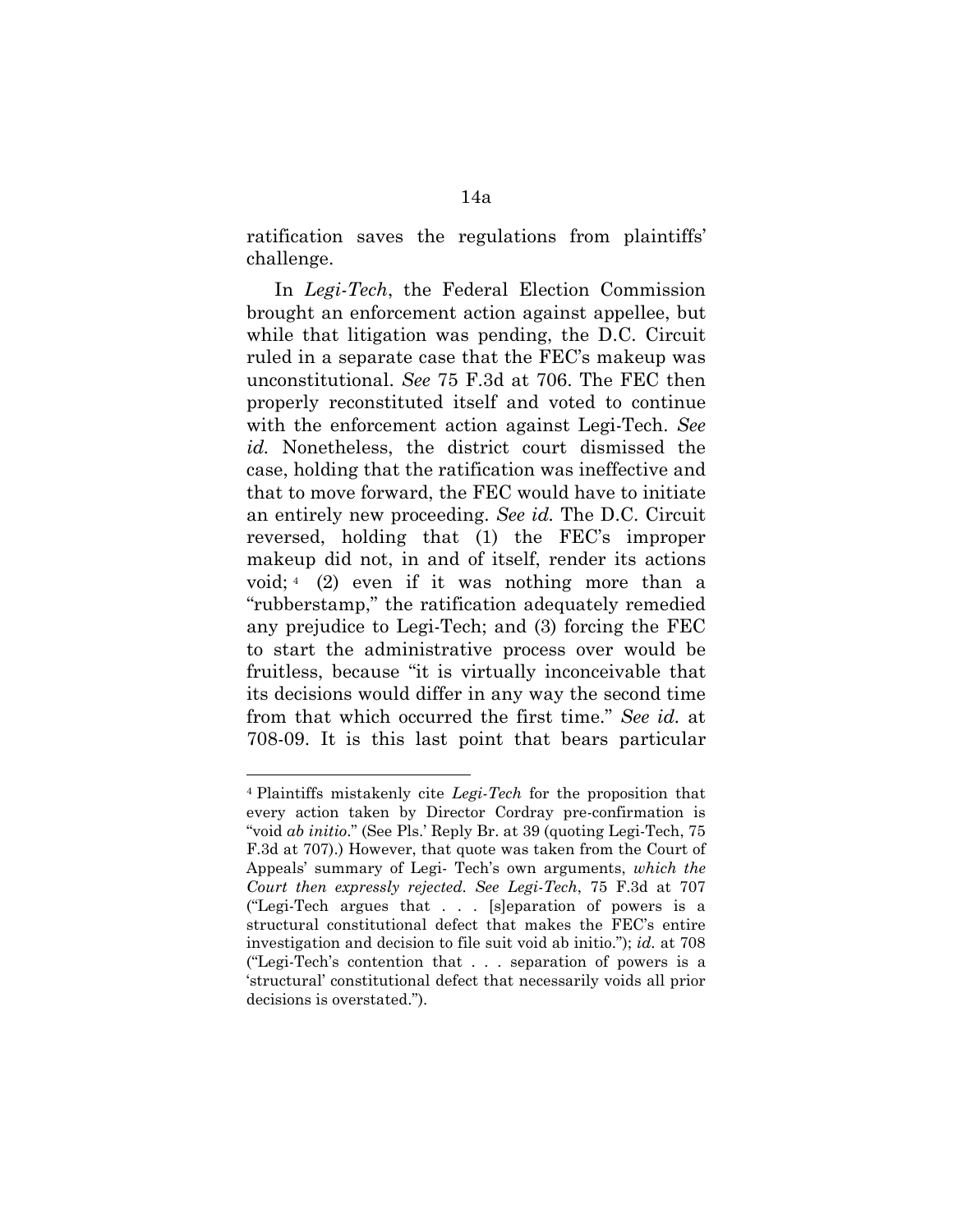ratification saves the regulations from plaintiffs' challenge.

In *Legi-Tech*, the Federal Election Commission brought an enforcement action against appellee, but while that litigation was pending, the D.C. Circuit ruled in a separate case that the FEC's makeup was unconstitutional. *See* 75 F.3d at 706. The FEC then properly reconstituted itself and voted to continue with the enforcement action against Legi-Tech. *See id.* Nonetheless, the district court dismissed the case, holding that the ratification was ineffective and that to move forward, the FEC would have to initiate an entirely new proceeding. *See id.* The D.C. Circuit reversed, holding that (1) the FEC's improper makeup did not, in and of itself, render its actions void;[4] (2) even if it was nothing more than a "rubberstamp," the ratification adequately remedied any prejudice to Legi-Tech; and (3) forcing the FEC to start the administrative process over would be fruitless, because "it is virtually inconceivable that its decisions would differ in any way the second time from that which occurred the first time." *See id.* at 708-09. It is this last point that bears particular

---

[4] Plaintiffs mistakenly cite *Legi-Tech* for the proposition that every action taken by Director Cordray pre-confirmation is "void *ab initio*." (See Pls.' Reply Br. at 39 (quoting Legi-Tech, 75 F.3d at 707).) However, that quote was taken from the Court of Appeals' summary of Legi- Tech's own arguments, *which the Court then expressly rejected*. *See Legi-Tech*, 75 F.3d at 707 ("Legi-Tech argues that . . . [s]eparation of powers is a structural constitutional defect that makes the FEC's entire investigation and decision to file suit void ab initio."); *id.* at 708 ("Legi-Tech's contention that . . . separation of powers is a 'structural' constitutional defect that necessarily voids all prior decisions is overstated.").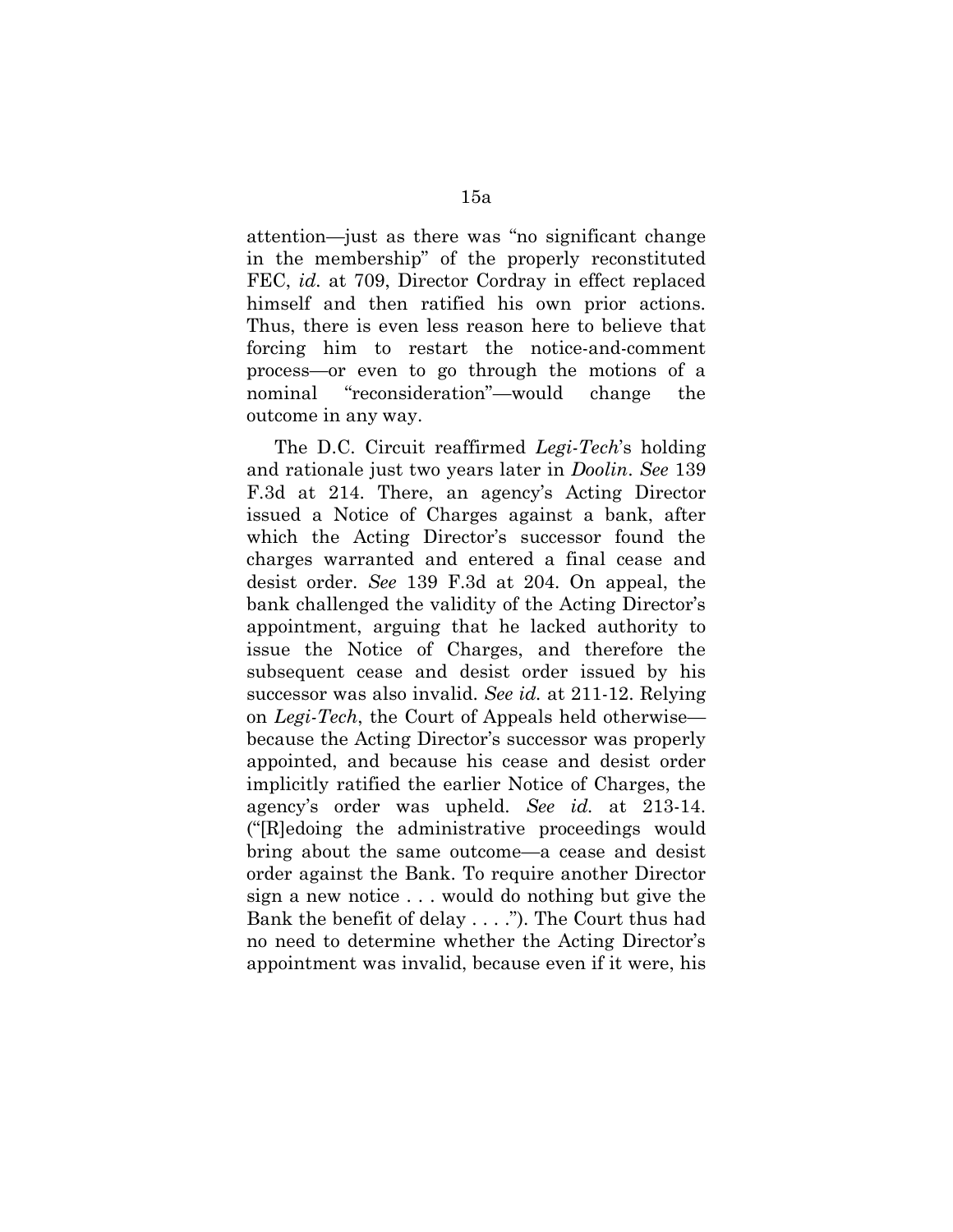attention—just as there was "no significant change in the membership" of the properly reconstituted FEC, *id.* at 709, Director Cordray in effect replaced himself and then ratified his own prior actions. Thus, there is even less reason here to believe that forcing him to restart the notice-and-comment process—or even to go through the motions of a nominal "reconsideration"—would change the outcome in any way.

The D.C. Circuit reaffirmed *Legi-Tech*'s holding and rationale just two years later in *Doolin*. *See* 139 F.3d at 214. There, an agency's Acting Director issued a Notice of Charges against a bank, after which the Acting Director's successor found the charges warranted and entered a final cease and desist order. *See* 139 F.3d at 204. On appeal, the bank challenged the validity of the Acting Director's appointment, arguing that he lacked authority to issue the Notice of Charges, and therefore the subsequent cease and desist order issued by his successor was also invalid. *See id.* at 211-12. Relying on *Legi-Tech*, the Court of Appeals held otherwise—because the Acting Director's successor was properly appointed, and because his cease and desist order implicitly ratified the earlier Notice of Charges, the agency's order was upheld. *See id.* at 213-14. ("[R]edoing the administrative proceedings would bring about the same outcome—a cease and desist order against the Bank. To require another Director sign a new notice . . . would do nothing but give the Bank the benefit of delay . . . ."). The Court thus had no need to determine whether the Acting Director's appointment was invalid, because even if it were, his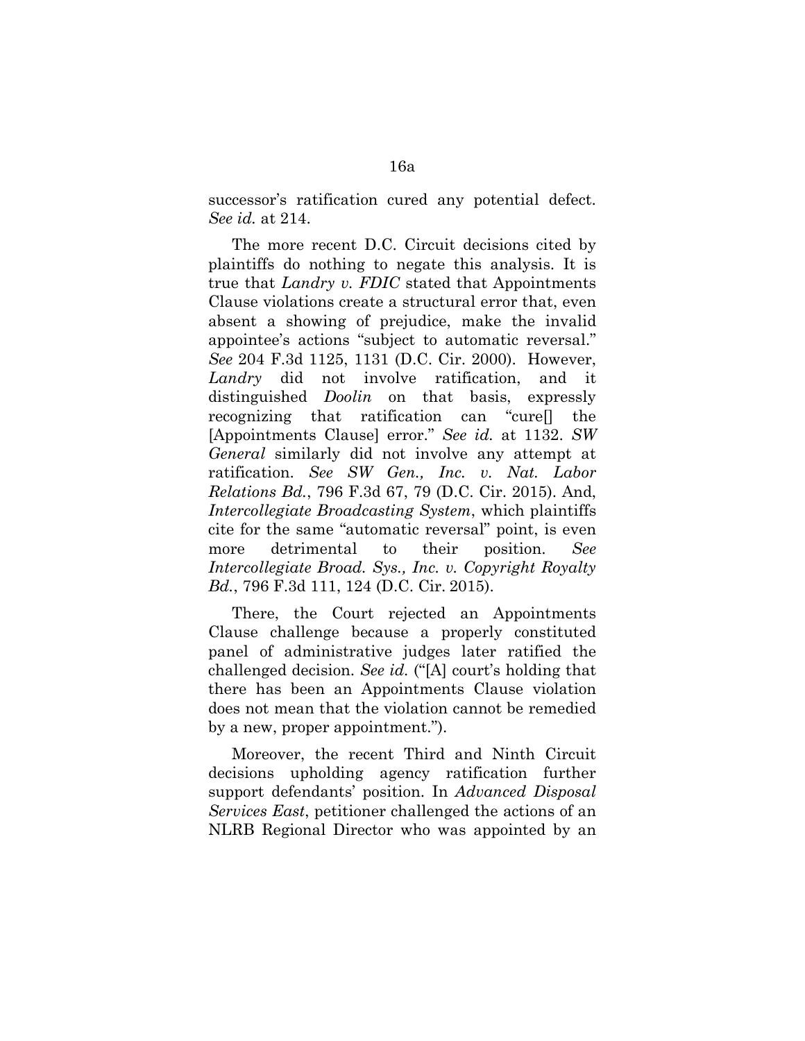successor's ratification cured any potential defect. *See id.* at 214.

The more recent D.C. Circuit decisions cited by plaintiffs do nothing to negate this analysis. It is true that *Landry v. FDIC* stated that Appointments Clause violations create a structural error that, even absent a showing of prejudice, make the invalid appointee's actions "subject to automatic reversal." *See* 204 F.3d 1125, 1131 (D.C. Cir. 2000). However, *Landry* did not involve ratification, and it distinguished *Doolin* on that basis, expressly recognizing that ratification can "cure[] the [Appointments Clause] error." *See id.* at 1132. *SW General* similarly did not involve any attempt at ratification. *See SW Gen., Inc. v. Nat. Labor Relations Bd.*, 796 F.3d 67, 79 (D.C. Cir. 2015). And, *Intercollegiate Broadcasting System*, which plaintiffs cite for the same "automatic reversal" point, is even more detrimental to their position. *See Intercollegiate Broad. Sys., Inc. v. Copyright Royalty Bd.*, 796 F.3d 111, 124 (D.C. Cir. 2015).

There, the Court rejected an Appointments Clause challenge because a properly constituted panel of administrative judges later ratified the challenged decision. *See id.* ("[A] court's holding that there has been an Appointments Clause violation does not mean that the violation cannot be remedied by a new, proper appointment.").

Moreover, the recent Third and Ninth Circuit decisions upholding agency ratification further support defendants' position. In *Advanced Disposal Services East*, petitioner challenged the actions of an NLRB Regional Director who was appointed by an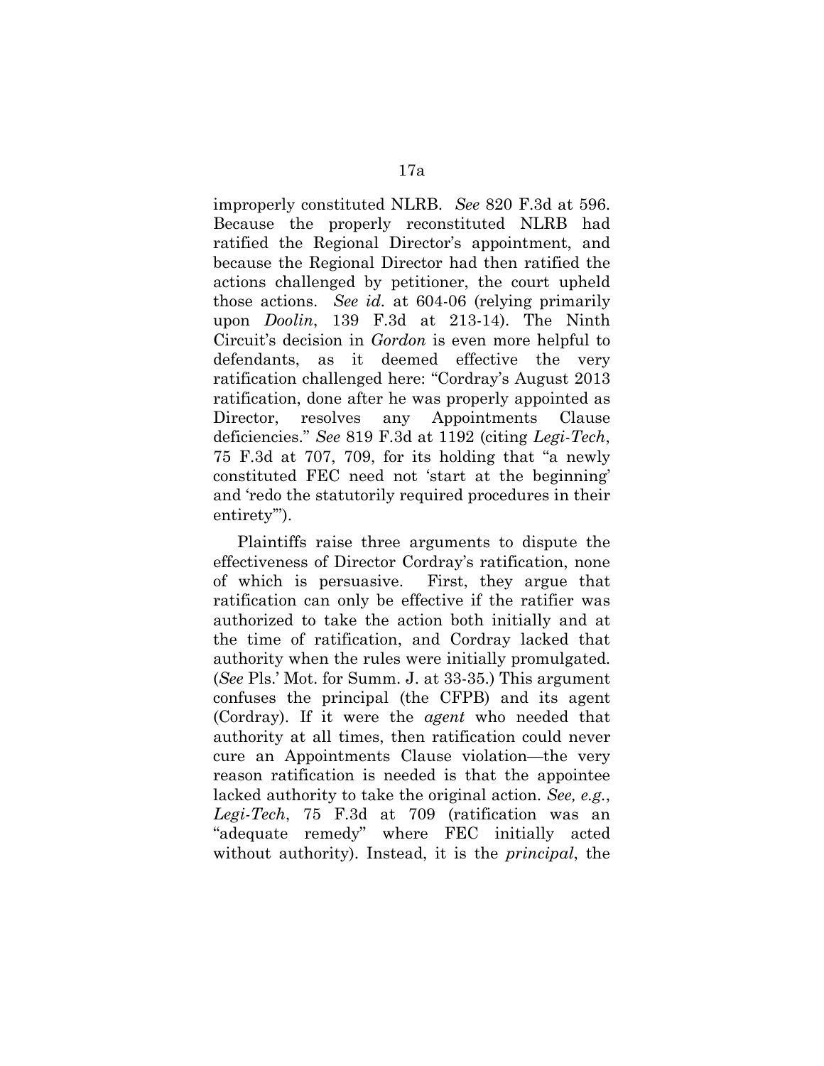improperly constituted NLRB. *See* 820 F.3d at 596. Because the properly reconstituted NLRB had ratified the Regional Director's appointment, and because the Regional Director had then ratified the actions challenged by petitioner, the court upheld those actions. *See id.* at 604-06 (relying primarily upon *Doolin*, 139 F.3d at 213-14). The Ninth Circuit's decision in *Gordon* is even more helpful to defendants, as it deemed effective the very ratification challenged here: "Cordray's August 2013 ratification, done after he was properly appointed as Director, resolves any Appointments Clause deficiencies." *See* 819 F.3d at 1192 (citing *Legi-Tech*, 75 F.3d at 707, 709, for its holding that "a newly constituted FEC need not 'start at the beginning' and 'redo the statutorily required procedures in their entirety'").

Plaintiffs raise three arguments to dispute the effectiveness of Director Cordray's ratification, none of which is persuasive. First, they argue that ratification can only be effective if the ratifier was authorized to take the action both initially and at the time of ratification, and Cordray lacked that authority when the rules were initially promulgated. (*See* Pls.' Mot. for Summ. J. at 33-35.) This argument confuses the principal (the CFPB) and its agent (Cordray). If it were the *agent* who needed that authority at all times, then ratification could never cure an Appointments Clause violation—the very reason ratification is needed is that the appointee lacked authority to take the original action. *See, e.g.*, *Legi-Tech*, 75 F.3d at 709 (ratification was an "adequate remedy" where FEC initially acted without authority). Instead, it is the *principal*, the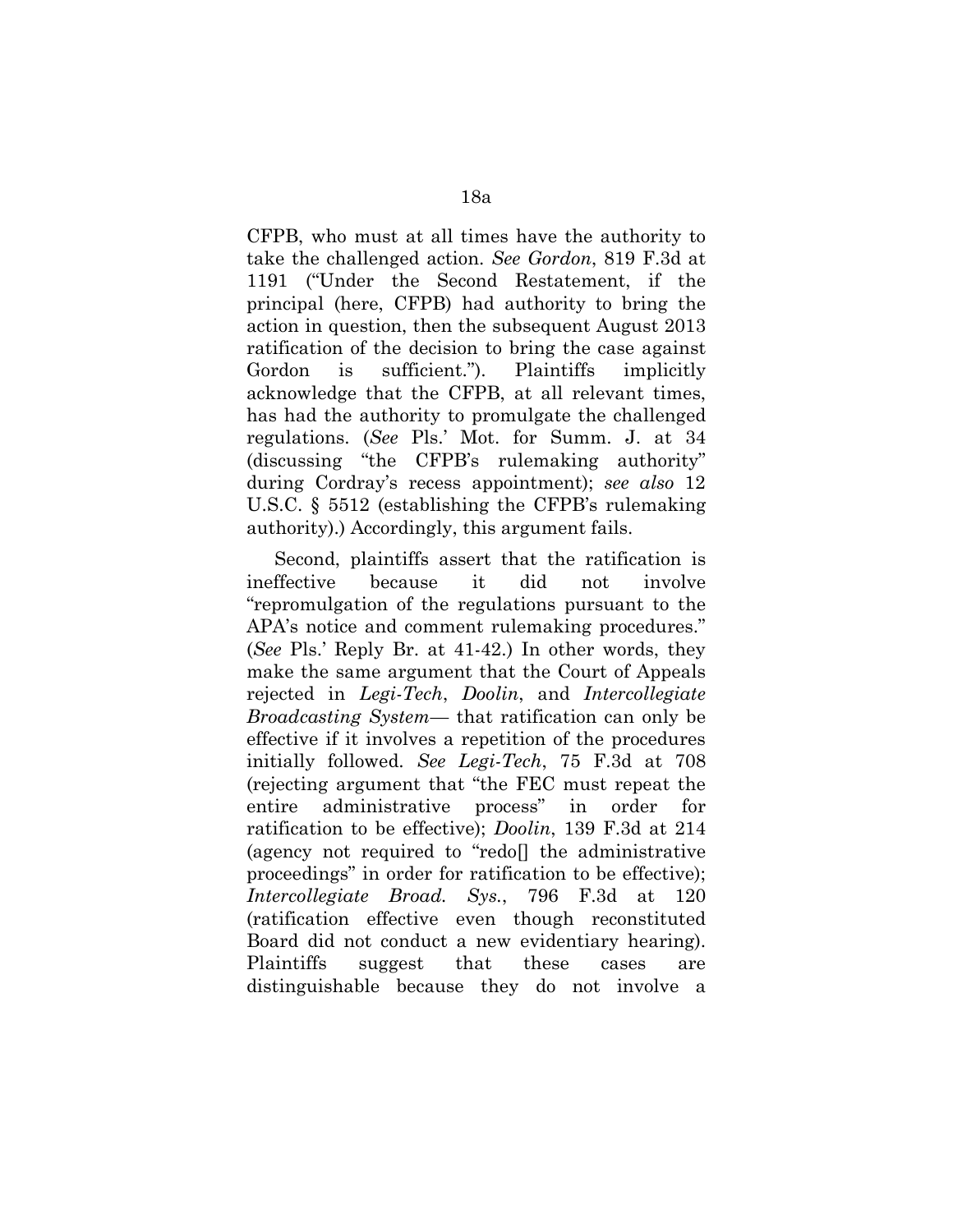CFPB, who must at all times have the authority to take the challenged action. *See Gordon*, 819 F.3d at 1191 ("Under the Second Restatement, if the principal (here, CFPB) had authority to bring the action in question, then the subsequent August 2013 ratification of the decision to bring the case against Gordon is sufficient."). Plaintiffs implicitly acknowledge that the CFPB, at all relevant times, has had the authority to promulgate the challenged regulations. (*See* Pls.' Mot. for Summ. J. at 34 (discussing "the CFPB's rulemaking authority" during Cordray's recess appointment); *see also* 12 U.S.C. § 5512 (establishing the CFPB's rulemaking authority).) Accordingly, this argument fails.

Second, plaintiffs assert that the ratification is ineffective because it did not involve "repromulgation of the regulations pursuant to the APA's notice and comment rulemaking procedures." (*See* Pls.' Reply Br. at 41-42.) In other words, they make the same argument that the Court of Appeals rejected in *Legi-Tech*, *Doolin*, and *Intercollegiate Broadcasting System*— that ratification can only be effective if it involves a repetition of the procedures initially followed. *See Legi-Tech*, 75 F.3d at 708 (rejecting argument that "the FEC must repeat the entire administrative process" in order for ratification to be effective); *Doolin*, 139 F.3d at 214 (agency not required to "redo[] the administrative proceedings" in order for ratification to be effective); *Intercollegiate Broad. Sys.*, 796 F.3d at 120 (ratification effective even though reconstituted Board did not conduct a new evidentiary hearing). Plaintiffs suggest that these cases are distinguishable because they do not involve a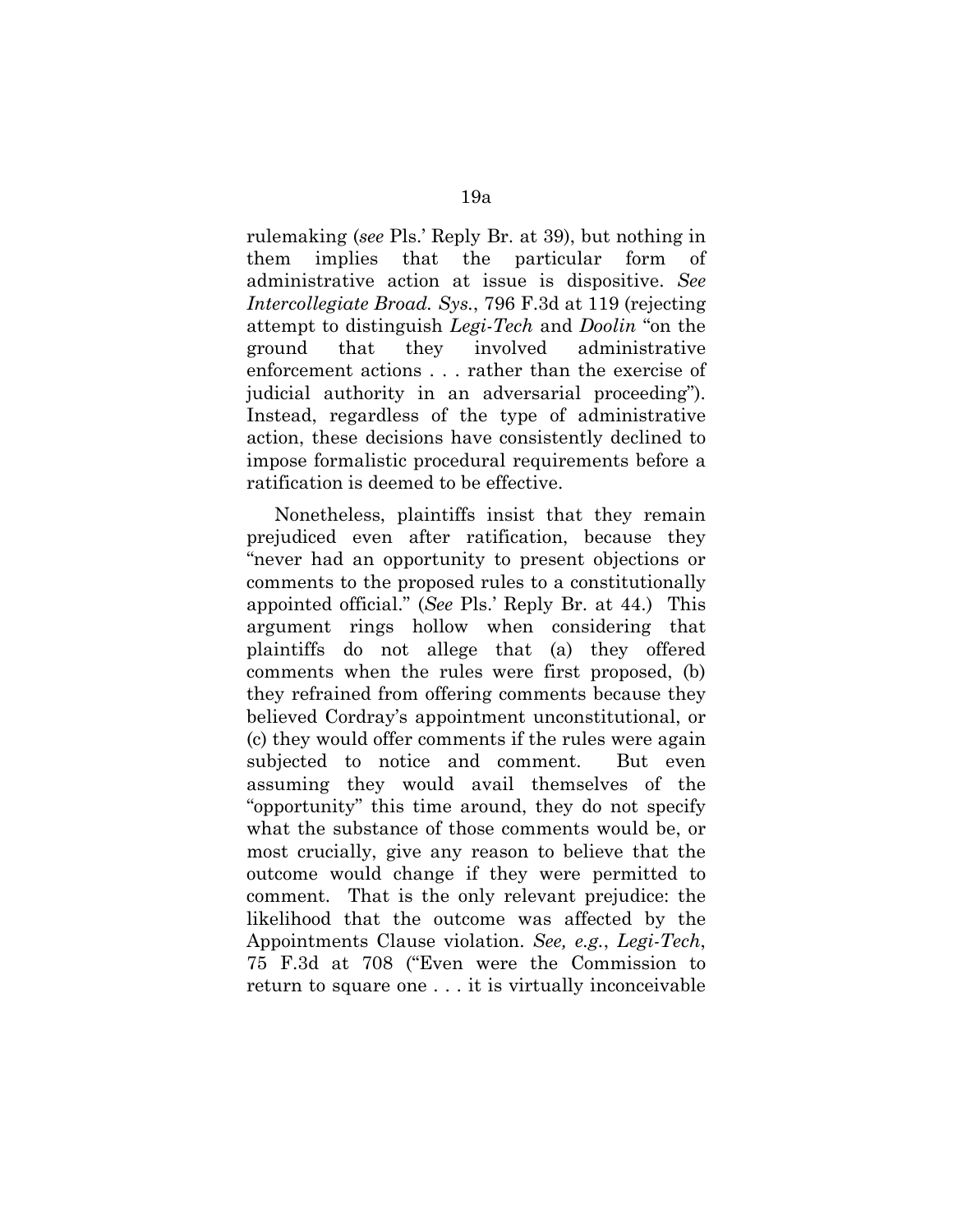rulemaking (*see* Pls.' Reply Br. at 39), but nothing in them implies that the particular form of administrative action at issue is dispositive. *See Intercollegiate Broad. Sys.*, 796 F.3d at 119 (rejecting attempt to distinguish *Legi-Tech* and *Doolin* "on the ground that they involved administrative enforcement actions . . . rather than the exercise of judicial authority in an adversarial proceeding"). Instead, regardless of the type of administrative action, these decisions have consistently declined to impose formalistic procedural requirements before a ratification is deemed to be effective.

Nonetheless, plaintiffs insist that they remain prejudiced even after ratification, because they "never had an opportunity to present objections or comments to the proposed rules to a constitutionally appointed official." (*See* Pls.' Reply Br. at 44.) This argument rings hollow when considering that plaintiffs do not allege that (a) they offered comments when the rules were first proposed, (b) they refrained from offering comments because they believed Cordray's appointment unconstitutional, or (c) they would offer comments if the rules were again subjected to notice and comment. But even assuming they would avail themselves of the "opportunity" this time around, they do not specify what the substance of those comments would be, or most crucially, give any reason to believe that the outcome would change if they were permitted to comment. That is the only relevant prejudice: the likelihood that the outcome was affected by the Appointments Clause violation. *See, e.g.*, *Legi-Tech*, 75 F.3d at 708 ("Even were the Commission to return to square one . . . it is virtually inconceivable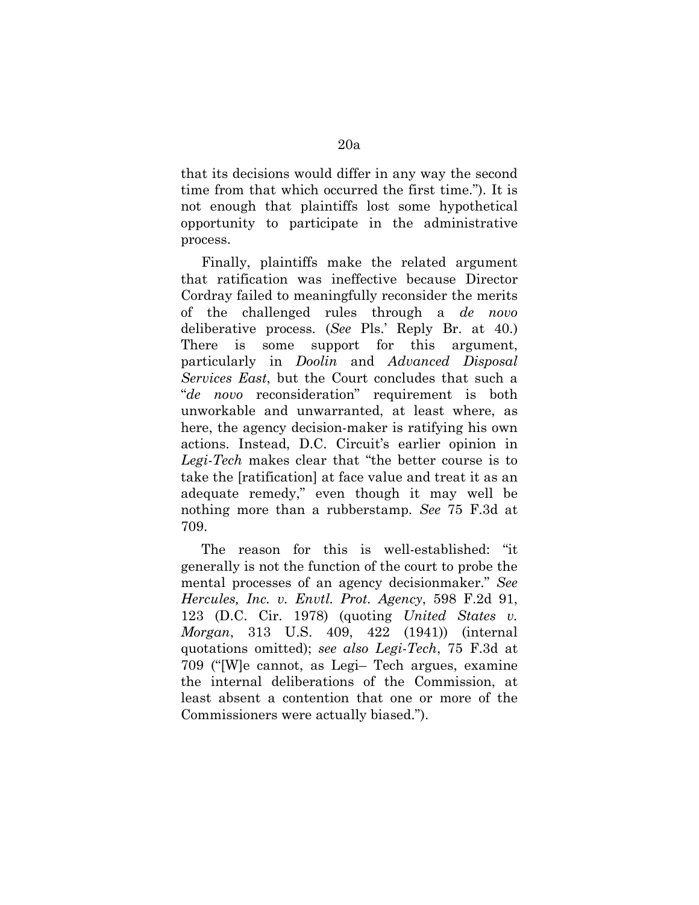that its decisions would differ in any way the second time from that which occurred the first time."). It is not enough that plaintiffs lost some hypothetical opportunity to participate in the administrative process.

Finally, plaintiffs make the related argument that ratification was ineffective because Director Cordray failed to meaningfully reconsider the merits of the challenged rules through a *de novo* deliberative process. (*See* Pls.' Reply Br. at 40.) There is some support for this argument, particularly in *Doolin* and *Advanced Disposal Services East*, but the Court concludes that such a "*de novo* reconsideration" requirement is both unworkable and unwarranted, at least where, as here, the agency decision-maker is ratifying his own actions. Instead, D.C. Circuit's earlier opinion in *Legi-Tech* makes clear that "the better course is to take the [ratification] at face value and treat it as an adequate remedy," even though it may well be nothing more than a rubberstamp. *See* 75 F.3d at 709.

The reason for this is well-established: "it generally is not the function of the court to probe the mental processes of an agency decisionmaker." *See Hercules, Inc. v. Envtl. Prot. Agency*, 598 F.2d 91, 123 (D.C. Cir. 1978) (quoting *United States v. Morgan*, 313 U.S. 409, 422 (1941)) (internal quotations omitted); *see also Legi-Tech*, 75 F.3d at 709 ("[W]e cannot, as Legi– Tech argues, examine the internal deliberations of the Commission, at least absent a contention that one or more of the Commissioners were actually biased.").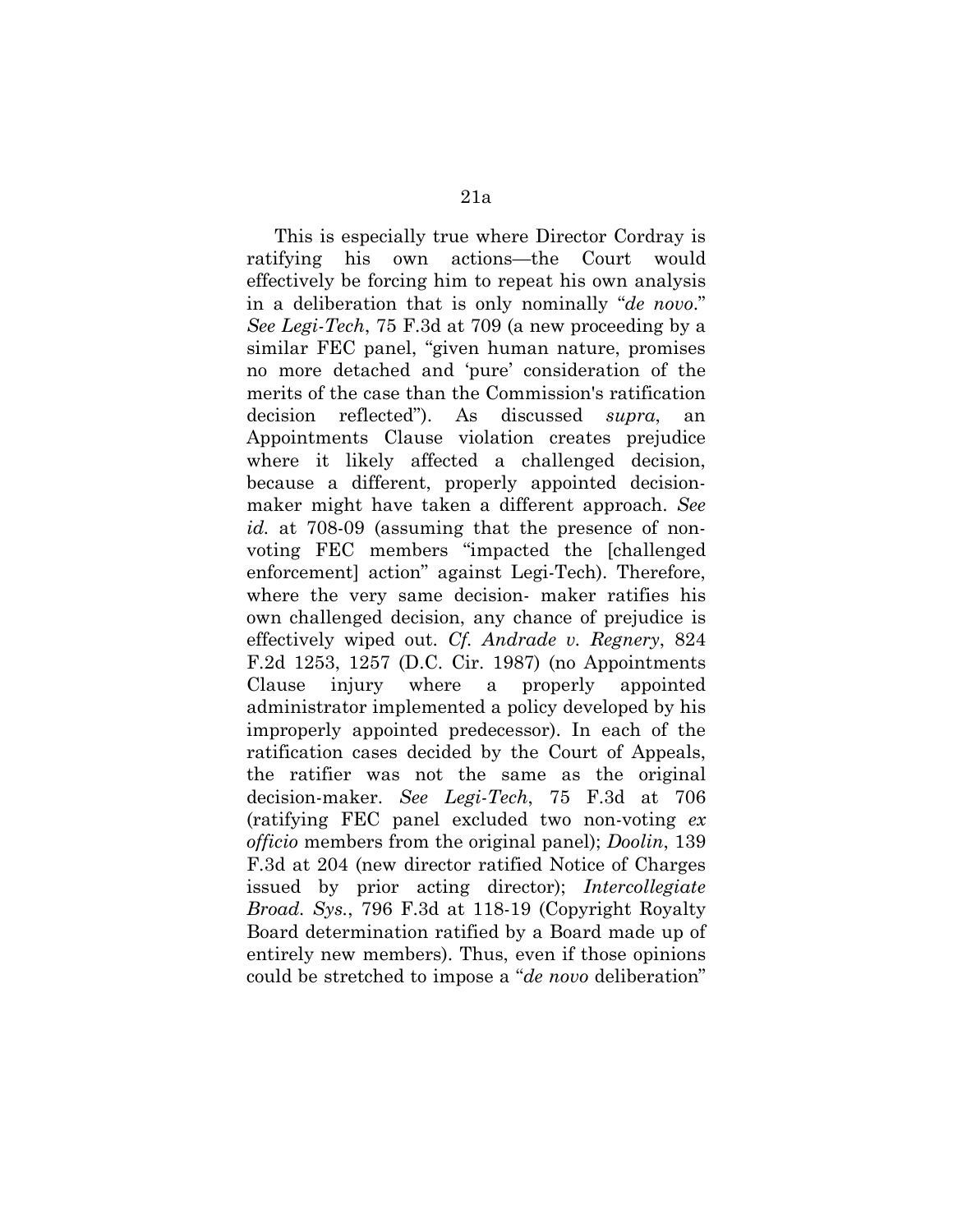This is especially true where Director Cordray is ratifying his own actions—the Court would effectively be forcing him to repeat his own analysis in a deliberation that is only nominally "*de novo*." *See Legi-Tech*, 75 F.3d at 709 (a new proceeding by a similar FEC panel, "given human nature, promises no more detached and 'pure' consideration of the merits of the case than the Commission's ratification decision reflected"). As discussed *supra*, an Appointments Clause violation creates prejudice where it likely affected a challenged decision, because a different, properly appointed decision-maker might have taken a different approach. *See id.* at 708-09 (assuming that the presence of non-voting FEC members "impacted the [challenged enforcement] action" against Legi-Tech). Therefore, where the very same decision- maker ratifies his own challenged decision, any chance of prejudice is effectively wiped out. *Cf. Andrade v. Regnery*, 824 F.2d 1253, 1257 (D.C. Cir. 1987) (no Appointments Clause injury where a properly appointed administrator implemented a policy developed by his improperly appointed predecessor). In each of the ratification cases decided by the Court of Appeals, the ratifier was not the same as the original decision-maker. *See Legi-Tech*, 75 F.3d at 706 (ratifying FEC panel excluded two non-voting *ex officio* members from the original panel); *Doolin*, 139 F.3d at 204 (new director ratified Notice of Charges issued by prior acting director); *Intercollegiate Broad. Sys.*, 796 F.3d at 118-19 (Copyright Royalty Board determination ratified by a Board made up of entirely new members). Thus, even if those opinions could be stretched to impose a "*de novo* deliberation"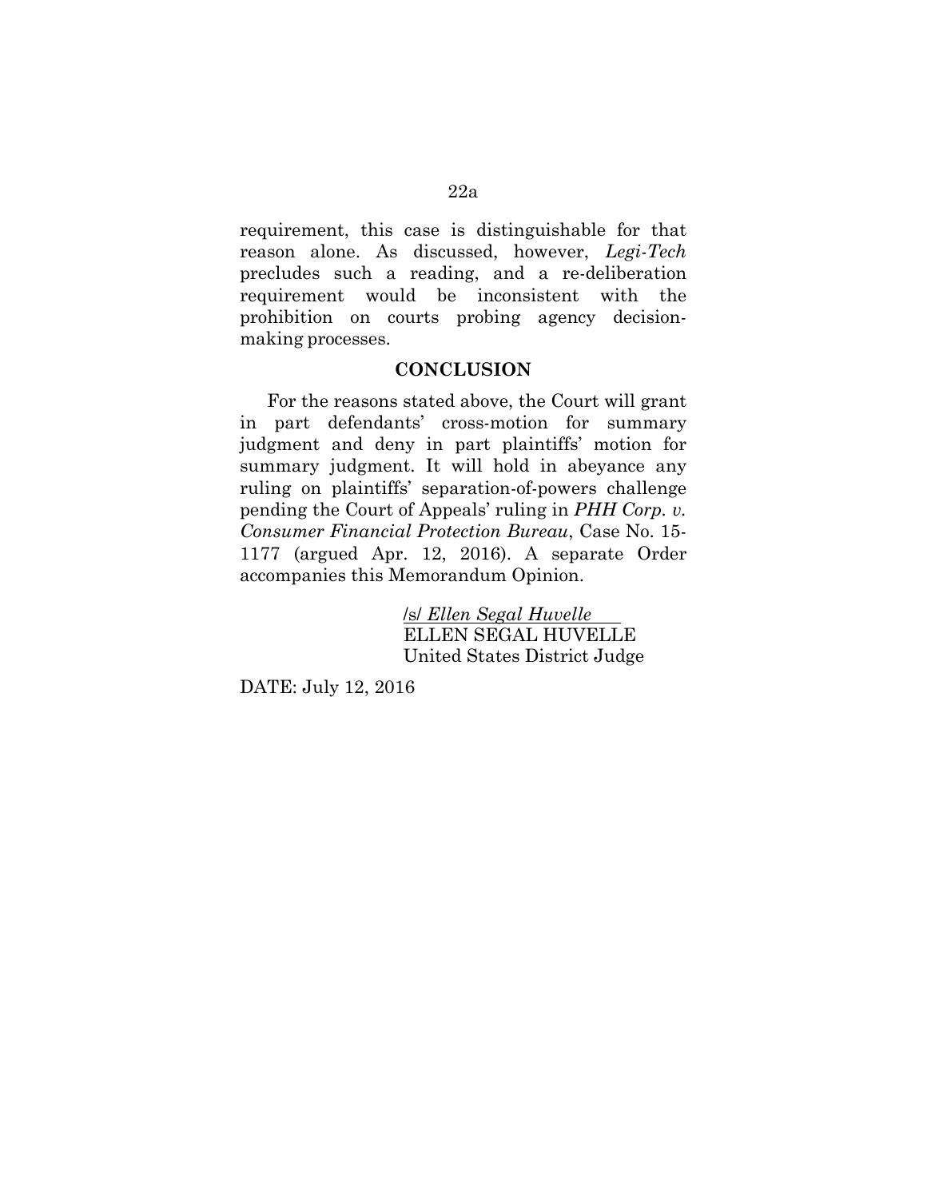requirement, this case is distinguishable for that reason alone. As discussed, however, *Legi-Tech* precludes such a reading, and a re-deliberation requirement would be inconsistent with the prohibition on courts probing agency decision-making processes.

## CONCLUSION

For the reasons stated above, the Court will grant in part defendants' cross-motion for summary judgment and deny in part plaintiffs' motion for summary judgment. It will hold in abeyance any ruling on plaintiffs' separation-of-powers challenge pending the Court of Appeals' ruling in *PHH Corp. v. Consumer Financial Protection Bureau*, Case No. 15-1177 (argued Apr. 12, 2016). A separate Order accompanies this Memorandum Opinion.

/s/ *Ellen Segal Huvelle*
ELLEN SEGAL HUVELLE
United States District Judge

DATE: July 12, 2016